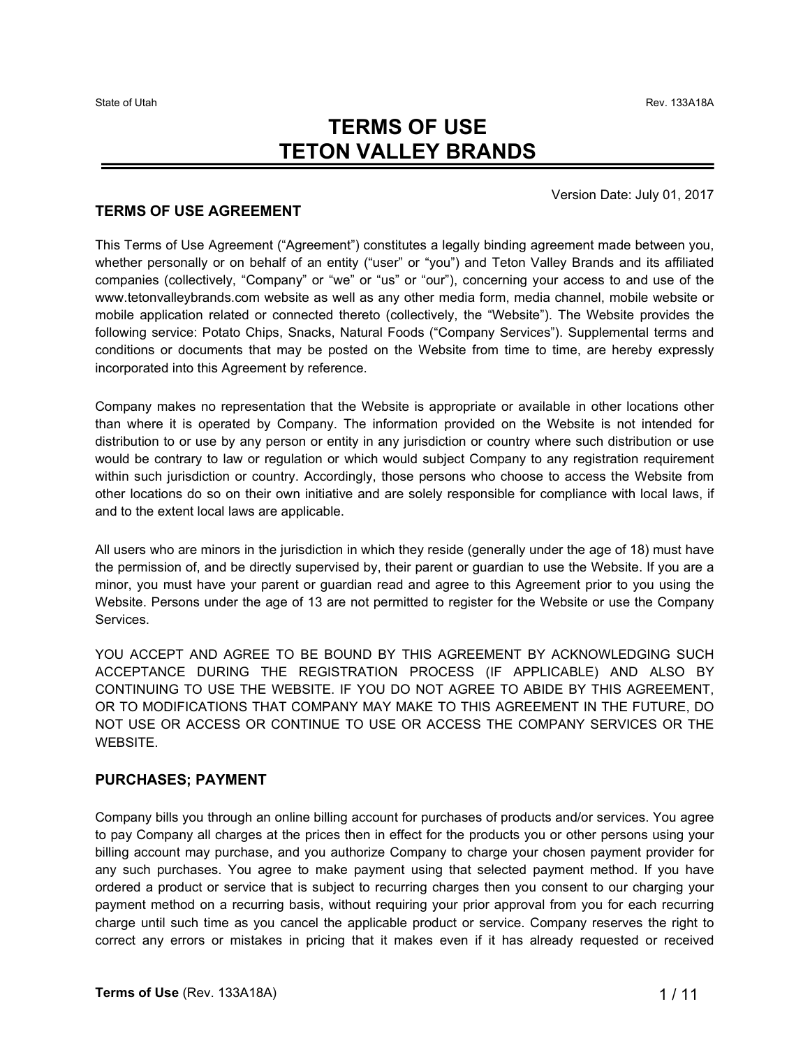State of Utah Rev. 133A18A

# TERMS OF USE
# TETON VALLEY BRANDS

Version Date: July 01, 2017

## TERMS OF USE AGREEMENT

This Terms of Use Agreement ("Agreement") constitutes a legally binding agreement made between you, whether personally or on behalf of an entity ("user" or "you") and Teton Valley Brands and its affiliated companies (collectively, "Company" or "we" or "us" or "our"), concerning your access to and use of the www.tetonvalleybrands.com website as well as any other media form, media channel, mobile website or mobile application related or connected thereto (collectively, the "Website"). The Website provides the following service: Potato Chips, Snacks, Natural Foods ("Company Services"). Supplemental terms and conditions or documents that may be posted on the Website from time to time, are hereby expressly incorporated into this Agreement by reference.

Company makes no representation that the Website is appropriate or available in other locations other than where it is operated by Company. The information provided on the Website is not intended for distribution to or use by any person or entity in any jurisdiction or country where such distribution or use would be contrary to law or regulation or which would subject Company to any registration requirement within such jurisdiction or country. Accordingly, those persons who choose to access the Website from other locations do so on their own initiative and are solely responsible for compliance with local laws, if and to the extent local laws are applicable.

All users who are minors in the jurisdiction in which they reside (generally under the age of 18) must have the permission of, and be directly supervised by, their parent or guardian to use the Website. If you are a minor, you must have your parent or guardian read and agree to this Agreement prior to you using the Website. Persons under the age of 13 are not permitted to register for the Website or use the Company Services.

YOU ACCEPT AND AGREE TO BE BOUND BY THIS AGREEMENT BY ACKNOWLEDGING SUCH ACCEPTANCE DURING THE REGISTRATION PROCESS (IF APPLICABLE) AND ALSO BY CONTINUING TO USE THE WEBSITE. IF YOU DO NOT AGREE TO ABIDE BY THIS AGREEMENT, OR TO MODIFICATIONS THAT COMPANY MAY MAKE TO THIS AGREEMENT IN THE FUTURE, DO NOT USE OR ACCESS OR CONTINUE TO USE OR ACCESS THE COMPANY SERVICES OR THE WEBSITE.

## PURCHASES; PAYMENT

Company bills you through an online billing account for purchases of products and/or services. You agree to pay Company all charges at the prices then in effect for the products you or other persons using your billing account may purchase, and you authorize Company to charge your chosen payment provider for any such purchases. You agree to make payment using that selected payment method. If you have ordered a product or service that is subject to recurring charges then you consent to our charging your payment method on a recurring basis, without requiring your prior approval from you for each recurring charge until such time as you cancel the applicable product or service. Company reserves the right to correct any errors or mistakes in pricing that it makes even if it has already requested or received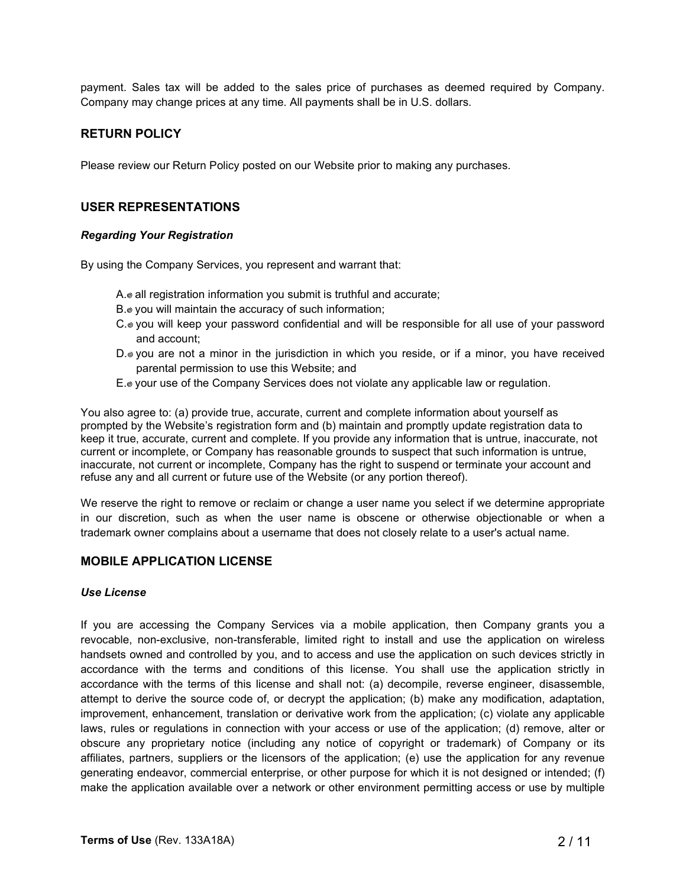payment. Sales tax will be added to the sales price of purchases as deemed required by Company. Company may change prices at any time. All payments shall be in U.S. dollars.

## RETURN POLICY

Please review our Return Policy posted on our Website prior to making any purchases.

## USER REPRESENTATIONS

### *Regarding Your Registration*

By using the Company Services, you represent and warrant that:

A. all registration information you submit is truthful and accurate;
B. you will maintain the accuracy of such information;
C. you will keep your password confidential and will be responsible for all use of your password and account;
D. you are not a minor in the jurisdiction in which you reside, or if a minor, you have received parental permission to use this Website; and
E. your use of the Company Services does not violate any applicable law or regulation.

You also agree to: (a) provide true, accurate, current and complete information about yourself as prompted by the Website's registration form and (b) maintain and promptly update registration data to keep it true, accurate, current and complete. If you provide any information that is untrue, inaccurate, not current or incomplete, or Company has reasonable grounds to suspect that such information is untrue, inaccurate, not current or incomplete, Company has the right to suspend or terminate your account and refuse any and all current or future use of the Website (or any portion thereof).

We reserve the right to remove or reclaim or change a user name you select if we determine appropriate in our discretion, such as when the user name is obscene or otherwise objectionable or when a trademark owner complains about a username that does not closely relate to a user's actual name.

## MOBILE APPLICATION LICENSE

### *Use License*

If you are accessing the Company Services via a mobile application, then Company grants you a revocable, non-exclusive, non-transferable, limited right to install and use the application on wireless handsets owned and controlled by you, and to access and use the application on such devices strictly in accordance with the terms and conditions of this license. You shall use the application strictly in accordance with the terms of this license and shall not: (a) decompile, reverse engineer, disassemble, attempt to derive the source code of, or decrypt the application; (b) make any modification, adaptation, improvement, enhancement, translation or derivative work from the application; (c) violate any applicable laws, rules or regulations in connection with your access or use of the application; (d) remove, alter or obscure any proprietary notice (including any notice of copyright or trademark) of Company or its affiliates, partners, suppliers or the licensors of the application; (e) use the application for any revenue generating endeavor, commercial enterprise, or other purpose for which it is not designed or intended; (f) make the application available over a network or other environment permitting access or use by multiple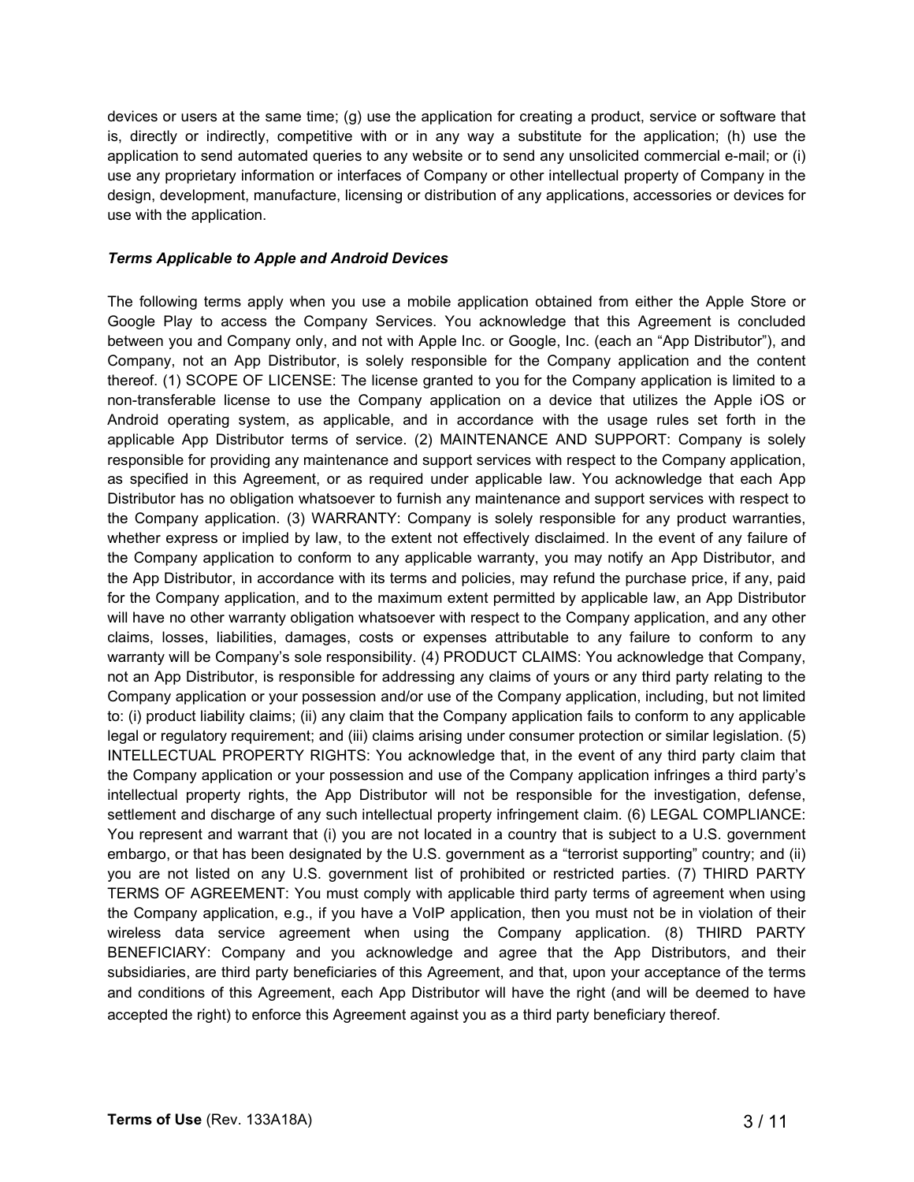devices or users at the same time; (g) use the application for creating a product, service or software that is, directly or indirectly, competitive with or in any way a substitute for the application; (h) use the application to send automated queries to any website or to send any unsolicited commercial e-mail; or (i) use any proprietary information or interfaces of Company or other intellectual property of Company in the design, development, manufacture, licensing or distribution of any applications, accessories or devices for use with the application.

***Terms Applicable to Apple and Android Devices***

The following terms apply when you use a mobile application obtained from either the Apple Store or Google Play to access the Company Services. You acknowledge that this Agreement is concluded between you and Company only, and not with Apple Inc. or Google, Inc. (each an "App Distributor"), and Company, not an App Distributor, is solely responsible for the Company application and the content thereof. (1) SCOPE OF LICENSE: The license granted to you for the Company application is limited to a non-transferable license to use the Company application on a device that utilizes the Apple iOS or Android operating system, as applicable, and in accordance with the usage rules set forth in the applicable App Distributor terms of service. (2) MAINTENANCE AND SUPPORT: Company is solely responsible for providing any maintenance and support services with respect to the Company application, as specified in this Agreement, or as required under applicable law. You acknowledge that each App Distributor has no obligation whatsoever to furnish any maintenance and support services with respect to the Company application. (3) WARRANTY: Company is solely responsible for any product warranties, whether express or implied by law, to the extent not effectively disclaimed. In the event of any failure of the Company application to conform to any applicable warranty, you may notify an App Distributor, and the App Distributor, in accordance with its terms and policies, may refund the purchase price, if any, paid for the Company application, and to the maximum extent permitted by applicable law, an App Distributor will have no other warranty obligation whatsoever with respect to the Company application, and any other claims, losses, liabilities, damages, costs or expenses attributable to any failure to conform to any warranty will be Company's sole responsibility. (4) PRODUCT CLAIMS: You acknowledge that Company, not an App Distributor, is responsible for addressing any claims of yours or any third party relating to the Company application or your possession and/or use of the Company application, including, but not limited to: (i) product liability claims; (ii) any claim that the Company application fails to conform to any applicable legal or regulatory requirement; and (iii) claims arising under consumer protection or similar legislation. (5) INTELLECTUAL PROPERTY RIGHTS: You acknowledge that, in the event of any third party claim that the Company application or your possession and use of the Company application infringes a third party's intellectual property rights, the App Distributor will not be responsible for the investigation, defense, settlement and discharge of any such intellectual property infringement claim. (6) LEGAL COMPLIANCE: You represent and warrant that (i) you are not located in a country that is subject to a U.S. government embargo, or that has been designated by the U.S. government as a "terrorist supporting" country; and (ii) you are not listed on any U.S. government list of prohibited or restricted parties. (7) THIRD PARTY TERMS OF AGREEMENT: You must comply with applicable third party terms of agreement when using the Company application, e.g., if you have a VoIP application, then you must not be in violation of their wireless data service agreement when using the Company application. (8) THIRD PARTY BENEFICIARY: Company and you acknowledge and agree that the App Distributors, and their subsidiaries, are third party beneficiaries of this Agreement, and that, upon your acceptance of the terms and conditions of this Agreement, each App Distributor will have the right (and will be deemed to have accepted the right) to enforce this Agreement against you as a third party beneficiary thereof.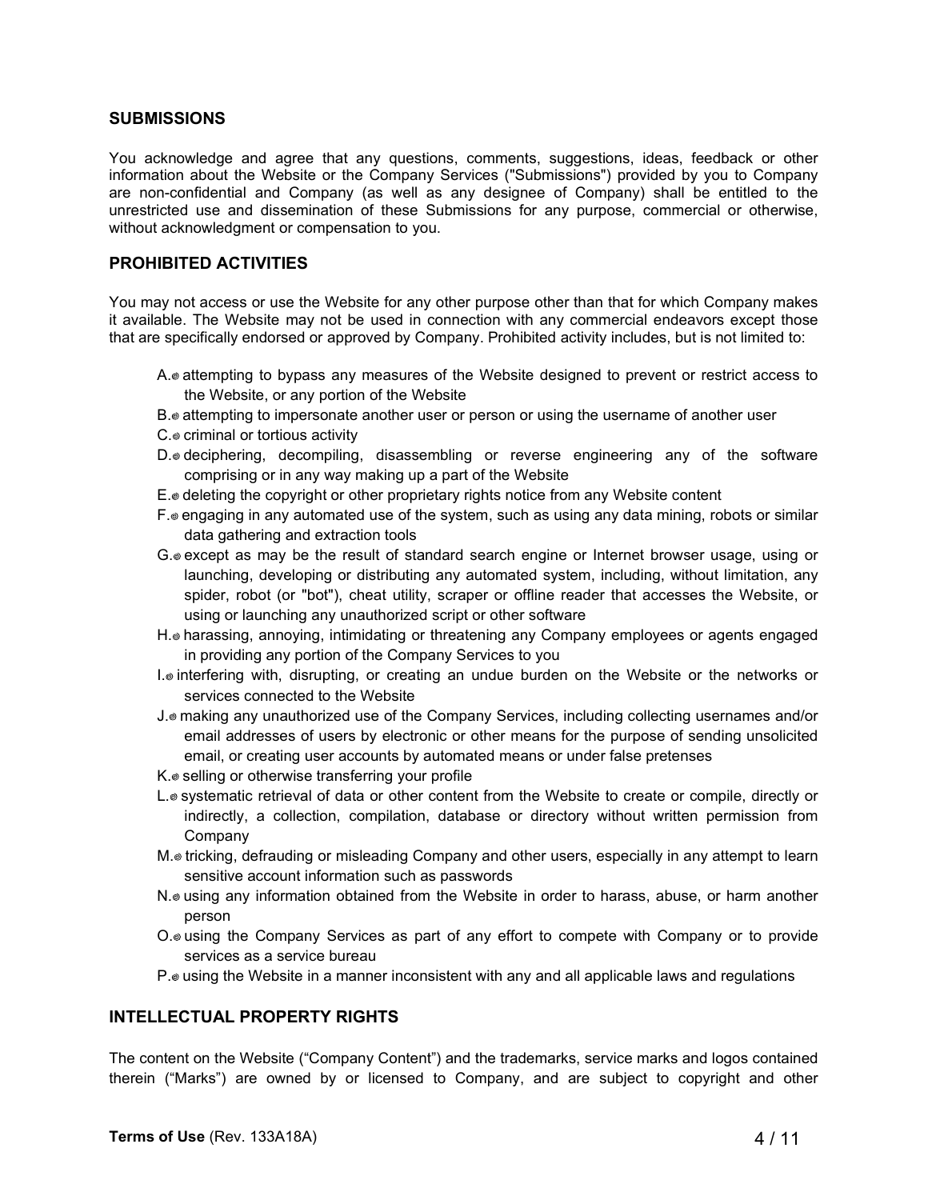## SUBMISSIONS

You acknowledge and agree that any questions, comments, suggestions, ideas, feedback or other information about the Website or the Company Services ("Submissions") provided by you to Company are non-confidential and Company (as well as any designee of Company) shall be entitled to the unrestricted use and dissemination of these Submissions for any purpose, commercial or otherwise, without acknowledgment or compensation to you.

## PROHIBITED ACTIVITIES

You may not access or use the Website for any other purpose other than that for which Company makes it available. The Website may not be used in connection with any commercial endeavors except those that are specifically endorsed or approved by Company. Prohibited activity includes, but is not limited to:

A. attempting to bypass any measures of the Website designed to prevent or restrict access to the Website, or any portion of the Website

B. attempting to impersonate another user or person or using the username of another user

C. criminal or tortious activity

D. deciphering, decompiling, disassembling or reverse engineering any of the software comprising or in any way making up a part of the Website

E. deleting the copyright or other proprietary rights notice from any Website content

F. engaging in any automated use of the system, such as using any data mining, robots or similar data gathering and extraction tools

G. except as may be the result of standard search engine or Internet browser usage, using or launching, developing or distributing any automated system, including, without limitation, any spider, robot (or "bot"), cheat utility, scraper or offline reader that accesses the Website, or using or launching any unauthorized script or other software

H. harassing, annoying, intimidating or threatening any Company employees or agents engaged in providing any portion of the Company Services to you

I. interfering with, disrupting, or creating an undue burden on the Website or the networks or services connected to the Website

J. making any unauthorized use of the Company Services, including collecting usernames and/or email addresses of users by electronic or other means for the purpose of sending unsolicited email, or creating user accounts by automated means or under false pretenses

K. selling or otherwise transferring your profile

L. systematic retrieval of data or other content from the Website to create or compile, directly or indirectly, a collection, compilation, database or directory without written permission from Company

M. tricking, defrauding or misleading Company and other users, especially in any attempt to learn sensitive account information such as passwords

N. using any information obtained from the Website in order to harass, abuse, or harm another person

O. using the Company Services as part of any effort to compete with Company or to provide services as a service bureau

P. using the Website in a manner inconsistent with any and all applicable laws and regulations

## INTELLECTUAL PROPERTY RIGHTS

The content on the Website ("Company Content") and the trademarks, service marks and logos contained therein ("Marks") are owned by or licensed to Company, and are subject to copyright and other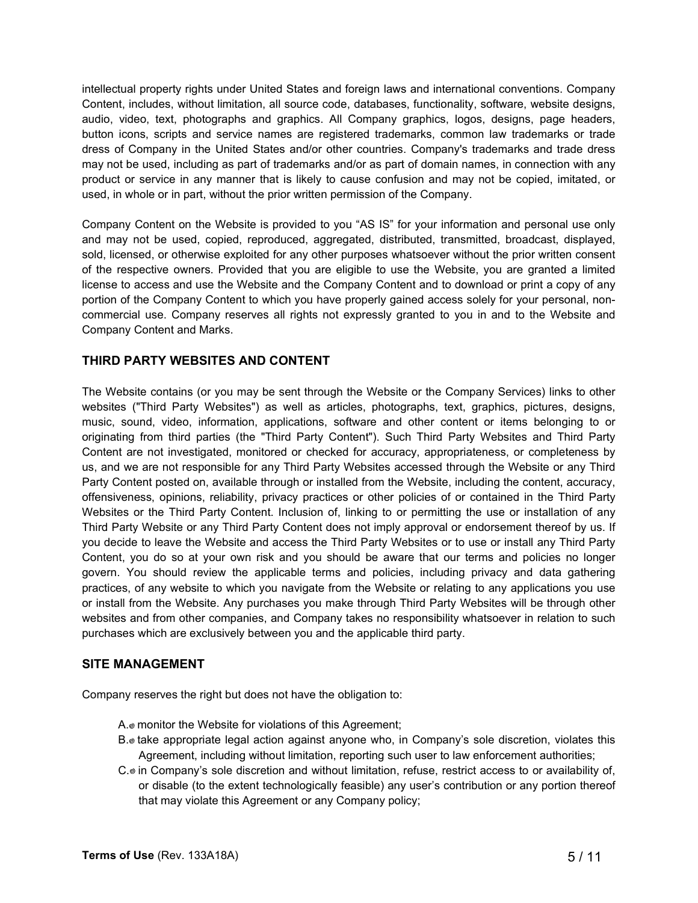intellectual property rights under United States and foreign laws and international conventions. Company Content, includes, without limitation, all source code, databases, functionality, software, website designs, audio, video, text, photographs and graphics. All Company graphics, logos, designs, page headers, button icons, scripts and service names are registered trademarks, common law trademarks or trade dress of Company in the United States and/or other countries. Company's trademarks and trade dress may not be used, including as part of trademarks and/or as part of domain names, in connection with any product or service in any manner that is likely to cause confusion and may not be copied, imitated, or used, in whole or in part, without the prior written permission of the Company.

Company Content on the Website is provided to you “AS IS” for your information and personal use only and may not be used, copied, reproduced, aggregated, distributed, transmitted, broadcast, displayed, sold, licensed, or otherwise exploited for any other purposes whatsoever without the prior written consent of the respective owners. Provided that you are eligible to use the Website, you are granted a limited license to access and use the Website and the Company Content and to download or print a copy of any portion of the Company Content to which you have properly gained access solely for your personal, non-commercial use. Company reserves all rights not expressly granted to you in and to the Website and Company Content and Marks.

## THIRD PARTY WEBSITES AND CONTENT

The Website contains (or you may be sent through the Website or the Company Services) links to other websites ("Third Party Websites") as well as articles, photographs, text, graphics, pictures, designs, music, sound, video, information, applications, software and other content or items belonging to or originating from third parties (the "Third Party Content"). Such Third Party Websites and Third Party Content are not investigated, monitored or checked for accuracy, appropriateness, or completeness by us, and we are not responsible for any Third Party Websites accessed through the Website or any Third Party Content posted on, available through or installed from the Website, including the content, accuracy, offensiveness, opinions, reliability, privacy practices or other policies of or contained in the Third Party Websites or the Third Party Content. Inclusion of, linking to or permitting the use or installation of any Third Party Website or any Third Party Content does not imply approval or endorsement thereof by us. If you decide to leave the Website and access the Third Party Websites or to use or install any Third Party Content, you do so at your own risk and you should be aware that our terms and policies no longer govern. You should review the applicable terms and policies, including privacy and data gathering practices, of any website to which you navigate from the Website or relating to any applications you use or install from the Website. Any purchases you make through Third Party Websites will be through other websites and from other companies, and Company takes no responsibility whatsoever in relation to such purchases which are exclusively between you and the applicable third party.

## SITE MANAGEMENT

Company reserves the right but does not have the obligation to:

A. monitor the Website for violations of this Agreement;

B. take appropriate legal action against anyone who, in Company’s sole discretion, violates this Agreement, including without limitation, reporting such user to law enforcement authorities;

C. in Company’s sole discretion and without limitation, refuse, restrict access to or availability of, or disable (to the extent technologically feasible) any user’s contribution or any portion thereof that may violate this Agreement or any Company policy;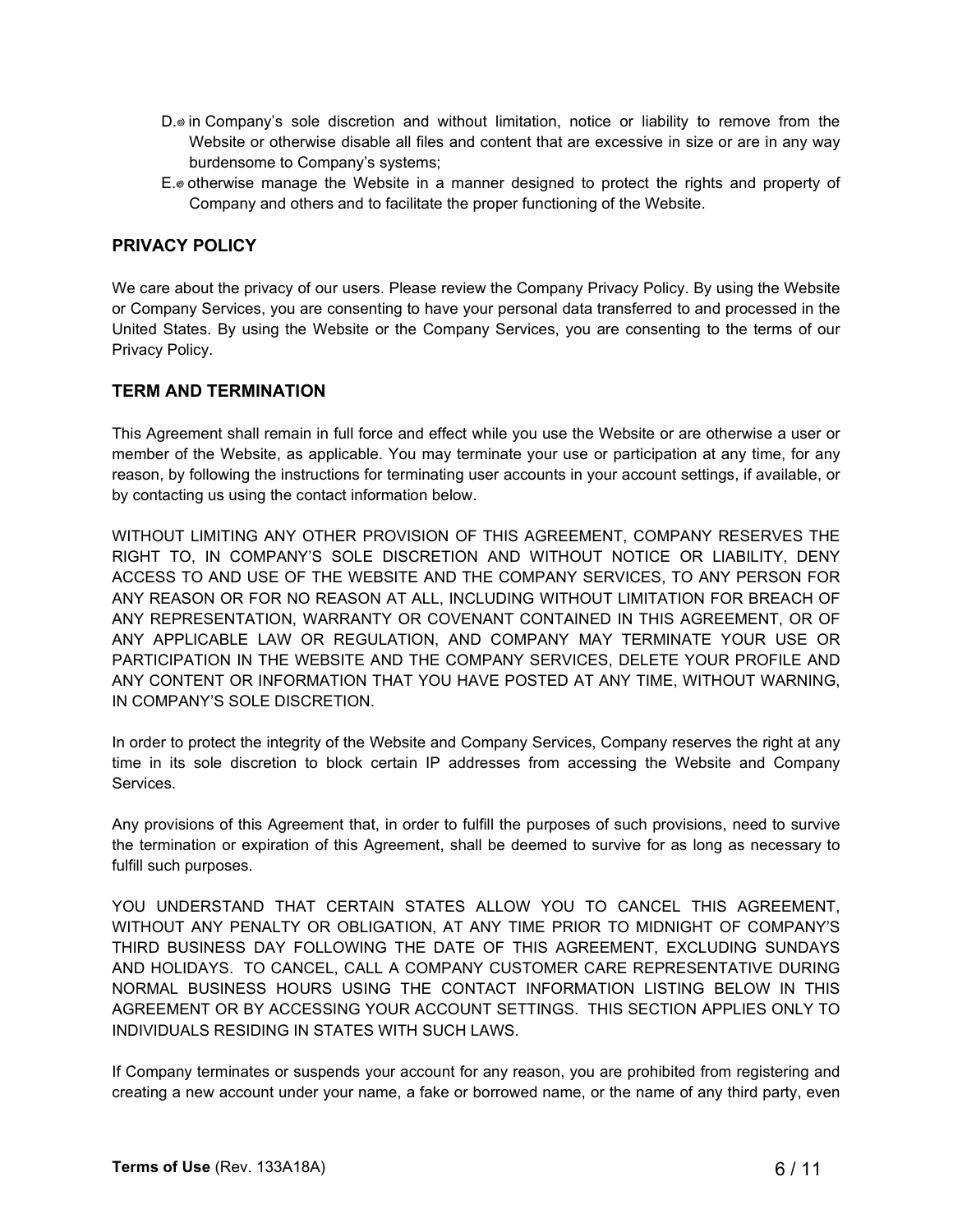D. in Company's sole discretion and without limitation, notice or liability to remove from the Website or otherwise disable all files and content that are excessive in size or are in any way burdensome to Company's systems;

E. otherwise manage the Website in a manner designed to protect the rights and property of Company and others and to facilitate the proper functioning of the Website.

## PRIVACY POLICY

We care about the privacy of our users. Please review the Company Privacy Policy. By using the Website or Company Services, you are consenting to have your personal data transferred to and processed in the United States. By using the Website or the Company Services, you are consenting to the terms of our Privacy Policy.

## TERM AND TERMINATION

This Agreement shall remain in full force and effect while you use the Website or are otherwise a user or member of the Website, as applicable. You may terminate your use or participation at any time, for any reason, by following the instructions for terminating user accounts in your account settings, if available, or by contacting us using the contact information below.

WITHOUT LIMITING ANY OTHER PROVISION OF THIS AGREEMENT, COMPANY RESERVES THE RIGHT TO, IN COMPANY'S SOLE DISCRETION AND WITHOUT NOTICE OR LIABILITY, DENY ACCESS TO AND USE OF THE WEBSITE AND THE COMPANY SERVICES, TO ANY PERSON FOR ANY REASON OR FOR NO REASON AT ALL, INCLUDING WITHOUT LIMITATION FOR BREACH OF ANY REPRESENTATION, WARRANTY OR COVENANT CONTAINED IN THIS AGREEMENT, OR OF ANY APPLICABLE LAW OR REGULATION, AND COMPANY MAY TERMINATE YOUR USE OR PARTICIPATION IN THE WEBSITE AND THE COMPANY SERVICES, DELETE YOUR PROFILE AND ANY CONTENT OR INFORMATION THAT YOU HAVE POSTED AT ANY TIME, WITHOUT WARNING, IN COMPANY'S SOLE DISCRETION.

In order to protect the integrity of the Website and Company Services, Company reserves the right at any time in its sole discretion to block certain IP addresses from accessing the Website and Company Services.

Any provisions of this Agreement that, in order to fulfill the purposes of such provisions, need to survive the termination or expiration of this Agreement, shall be deemed to survive for as long as necessary to fulfill such purposes.

YOU UNDERSTAND THAT CERTAIN STATES ALLOW YOU TO CANCEL THIS AGREEMENT, WITHOUT ANY PENALTY OR OBLIGATION, AT ANY TIME PRIOR TO MIDNIGHT OF COMPANY'S THIRD BUSINESS DAY FOLLOWING THE DATE OF THIS AGREEMENT, EXCLUDING SUNDAYS AND HOLIDAYS. TO CANCEL, CALL A COMPANY CUSTOMER CARE REPRESENTATIVE DURING NORMAL BUSINESS HOURS USING THE CONTACT INFORMATION LISTING BELOW IN THIS AGREEMENT OR BY ACCESSING YOUR ACCOUNT SETTINGS. THIS SECTION APPLIES ONLY TO INDIVIDUALS RESIDING IN STATES WITH SUCH LAWS.

If Company terminates or suspends your account for any reason, you are prohibited from registering and creating a new account under your name, a fake or borrowed name, or the name of any third party, even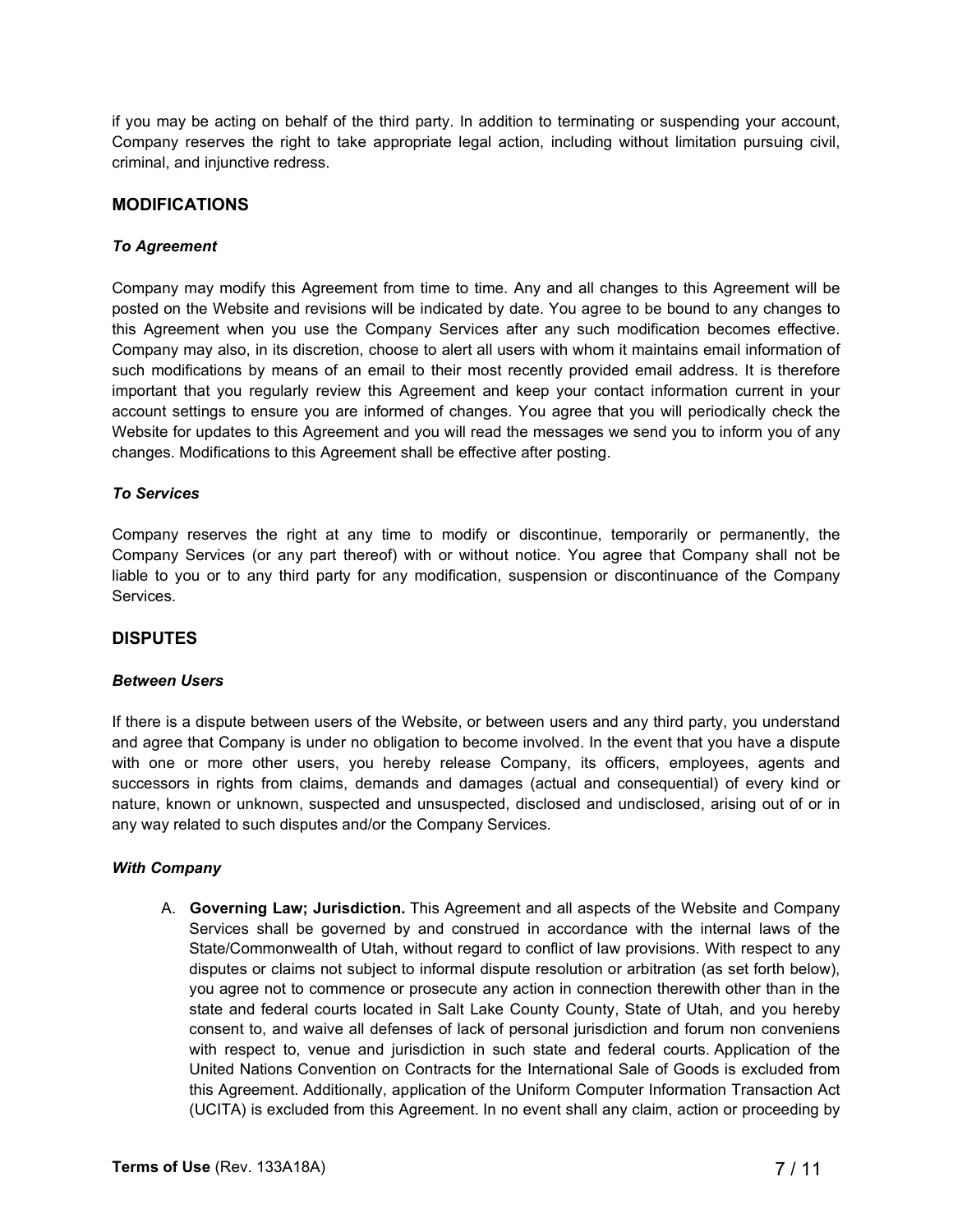if you may be acting on behalf of the third party. In addition to terminating or suspending your account, Company reserves the right to take appropriate legal action, including without limitation pursuing civil, criminal, and injunctive redress.

## MODIFICATIONS

### *To Agreement*

Company may modify this Agreement from time to time. Any and all changes to this Agreement will be posted on the Website and revisions will be indicated by date. You agree to be bound to any changes to this Agreement when you use the Company Services after any such modification becomes effective. Company may also, in its discretion, choose to alert all users with whom it maintains email information of such modifications by means of an email to their most recently provided email address. It is therefore important that you regularly review this Agreement and keep your contact information current in your account settings to ensure you are informed of changes. You agree that you will periodically check the Website for updates to this Agreement and you will read the messages we send you to inform you of any changes. Modifications to this Agreement shall be effective after posting.

### *To Services*

Company reserves the right at any time to modify or discontinue, temporarily or permanently, the Company Services (or any part thereof) with or without notice. You agree that Company shall not be liable to you or to any third party for any modification, suspension or discontinuance of the Company Services.

## DISPUTES

### *Between Users*

If there is a dispute between users of the Website, or between users and any third party, you understand and agree that Company is under no obligation to become involved. In the event that you have a dispute with one or more other users, you hereby release Company, its officers, employees, agents and successors in rights from claims, demands and damages (actual and consequential) of every kind or nature, known or unknown, suspected and unsuspected, disclosed and undisclosed, arising out of or in any way related to such disputes and/or the Company Services.

### *With Company*

A. **Governing Law; Jurisdiction.** This Agreement and all aspects of the Website and Company Services shall be governed by and construed in accordance with the internal laws of the State/Commonwealth of Utah, without regard to conflict of law provisions. With respect to any disputes or claims not subject to informal dispute resolution or arbitration (as set forth below), you agree not to commence or prosecute any action in connection therewith other than in the state and federal courts located in Salt Lake County County, State of Utah, and you hereby consent to, and waive all defenses of lack of personal jurisdiction and forum non conveniens with respect to, venue and jurisdiction in such state and federal courts. Application of the United Nations Convention on Contracts for the International Sale of Goods is excluded from this Agreement. Additionally, application of the Uniform Computer Information Transaction Act (UCITA) is excluded from this Agreement. In no event shall any claim, action or proceeding by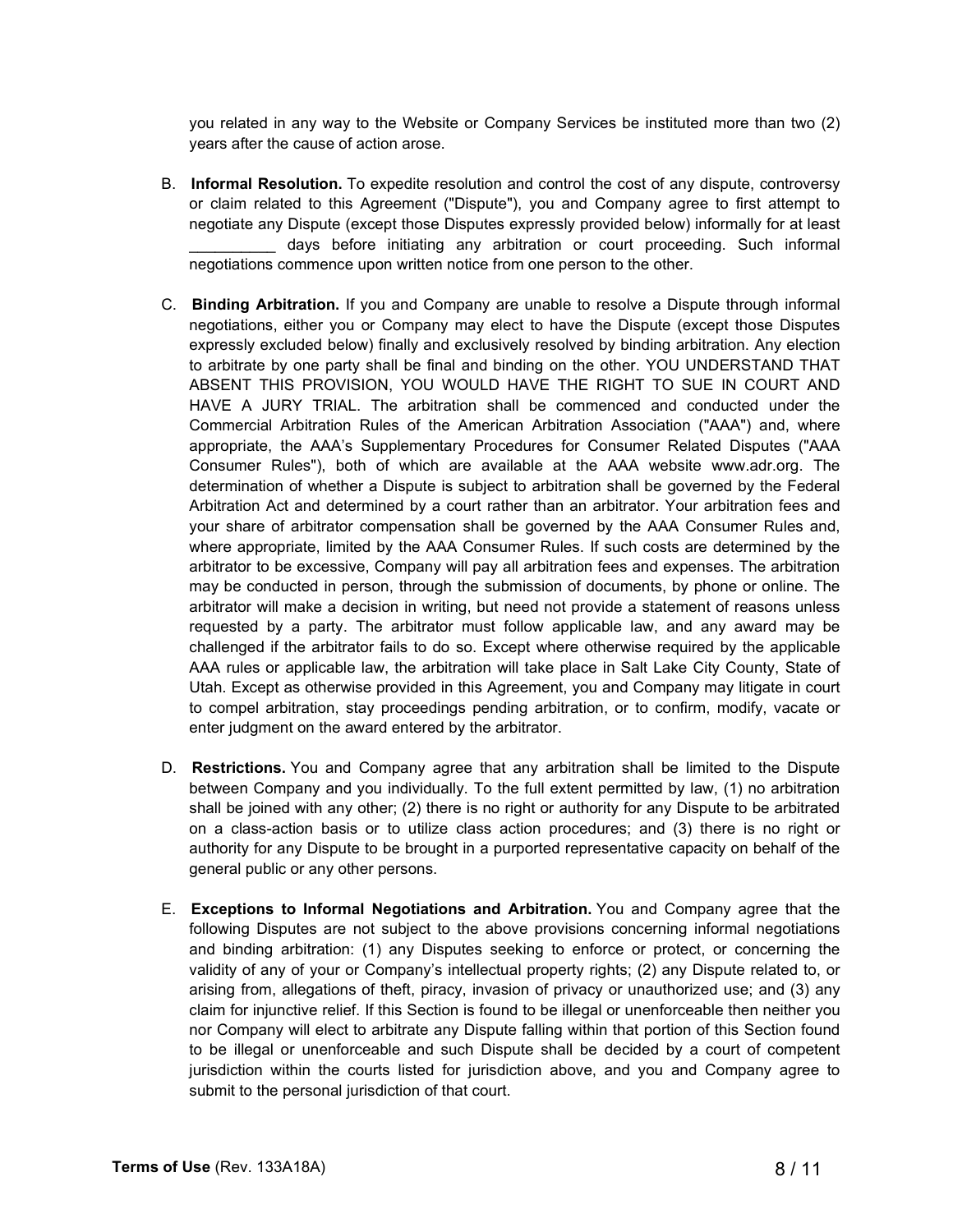you related in any way to the Website or Company Services be instituted more than two (2) years after the cause of action arose.

B. **Informal Resolution.** To expedite resolution and control the cost of any dispute, controversy or claim related to this Agreement ("Dispute"), you and Company agree to first attempt to negotiate any Dispute (except those Disputes expressly provided below) informally for at least __________ days before initiating any arbitration or court proceeding. Such informal negotiations commence upon written notice from one person to the other.

C. **Binding Arbitration.** If you and Company are unable to resolve a Dispute through informal negotiations, either you or Company may elect to have the Dispute (except those Disputes expressly excluded below) finally and exclusively resolved by binding arbitration. Any election to arbitrate by one party shall be final and binding on the other. YOU UNDERSTAND THAT ABSENT THIS PROVISION, YOU WOULD HAVE THE RIGHT TO SUE IN COURT AND HAVE A JURY TRIAL. The arbitration shall be commenced and conducted under the Commercial Arbitration Rules of the American Arbitration Association ("AAA") and, where appropriate, the AAA's Supplementary Procedures for Consumer Related Disputes ("AAA Consumer Rules"), both of which are available at the AAA website www.adr.org. The determination of whether a Dispute is subject to arbitration shall be governed by the Federal Arbitration Act and determined by a court rather than an arbitrator. Your arbitration fees and your share of arbitrator compensation shall be governed by the AAA Consumer Rules and, where appropriate, limited by the AAA Consumer Rules. If such costs are determined by the arbitrator to be excessive, Company will pay all arbitration fees and expenses. The arbitration may be conducted in person, through the submission of documents, by phone or online. The arbitrator will make a decision in writing, but need not provide a statement of reasons unless requested by a party. The arbitrator must follow applicable law, and any award may be challenged if the arbitrator fails to do so. Except where otherwise required by the applicable AAA rules or applicable law, the arbitration will take place in Salt Lake City County, State of Utah. Except as otherwise provided in this Agreement, you and Company may litigate in court to compel arbitration, stay proceedings pending arbitration, or to confirm, modify, vacate or enter judgment on the award entered by the arbitrator.

D. **Restrictions.** You and Company agree that any arbitration shall be limited to the Dispute between Company and you individually. To the full extent permitted by law, (1) no arbitration shall be joined with any other; (2) there is no right or authority for any Dispute to be arbitrated on a class-action basis or to utilize class action procedures; and (3) there is no right or authority for any Dispute to be brought in a purported representative capacity on behalf of the general public or any other persons.

E. **Exceptions to Informal Negotiations and Arbitration.** You and Company agree that the following Disputes are not subject to the above provisions concerning informal negotiations and binding arbitration: (1) any Disputes seeking to enforce or protect, or concerning the validity of any of your or Company's intellectual property rights; (2) any Dispute related to, or arising from, allegations of theft, piracy, invasion of privacy or unauthorized use; and (3) any claim for injunctive relief. If this Section is found to be illegal or unenforceable then neither you nor Company will elect to arbitrate any Dispute falling within that portion of this Section found to be illegal or unenforceable and such Dispute shall be decided by a court of competent jurisdiction within the courts listed for jurisdiction above, and you and Company agree to submit to the personal jurisdiction of that court.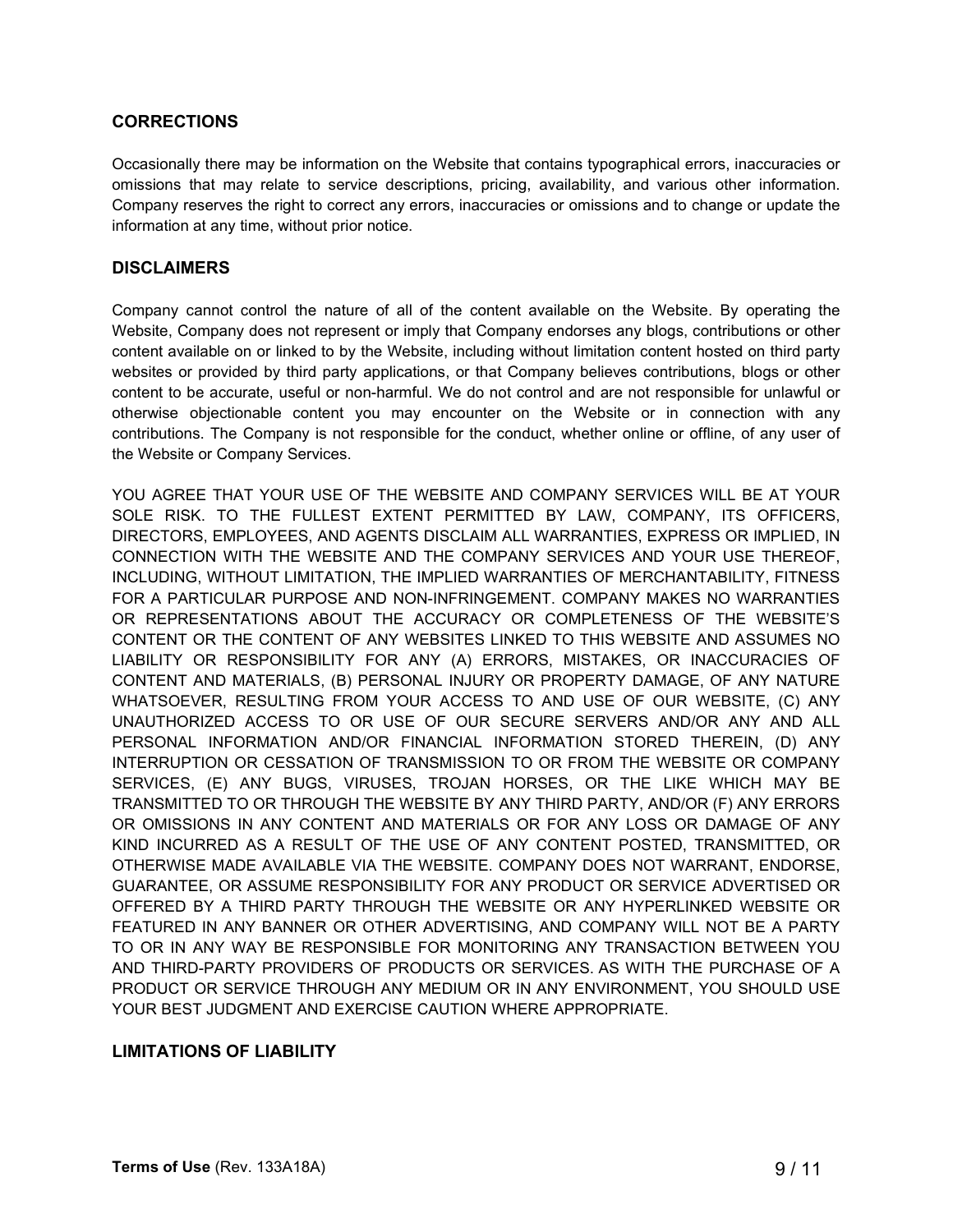## CORRECTIONS

Occasionally there may be information on the Website that contains typographical errors, inaccuracies or omissions that may relate to service descriptions, pricing, availability, and various other information. Company reserves the right to correct any errors, inaccuracies or omissions and to change or update the information at any time, without prior notice.

## DISCLAIMERS

Company cannot control the nature of all of the content available on the Website. By operating the Website, Company does not represent or imply that Company endorses any blogs, contributions or other content available on or linked to by the Website, including without limitation content hosted on third party websites or provided by third party applications, or that Company believes contributions, blogs or other content to be accurate, useful or non-harmful. We do not control and are not responsible for unlawful or otherwise objectionable content you may encounter on the Website or in connection with any contributions. The Company is not responsible for the conduct, whether online or offline, of any user of the Website or Company Services.

YOU AGREE THAT YOUR USE OF THE WEBSITE AND COMPANY SERVICES WILL BE AT YOUR SOLE RISK. TO THE FULLEST EXTENT PERMITTED BY LAW, COMPANY, ITS OFFICERS, DIRECTORS, EMPLOYEES, AND AGENTS DISCLAIM ALL WARRANTIES, EXPRESS OR IMPLIED, IN CONNECTION WITH THE WEBSITE AND THE COMPANY SERVICES AND YOUR USE THEREOF, INCLUDING, WITHOUT LIMITATION, THE IMPLIED WARRANTIES OF MERCHANTABILITY, FITNESS FOR A PARTICULAR PURPOSE AND NON-INFRINGEMENT. COMPANY MAKES NO WARRANTIES OR REPRESENTATIONS ABOUT THE ACCURACY OR COMPLETENESS OF THE WEBSITE'S CONTENT OR THE CONTENT OF ANY WEBSITES LINKED TO THIS WEBSITE AND ASSUMES NO LIABILITY OR RESPONSIBILITY FOR ANY (A) ERRORS, MISTAKES, OR INACCURACIES OF CONTENT AND MATERIALS, (B) PERSONAL INJURY OR PROPERTY DAMAGE, OF ANY NATURE WHATSOEVER, RESULTING FROM YOUR ACCESS TO AND USE OF OUR WEBSITE, (C) ANY UNAUTHORIZED ACCESS TO OR USE OF OUR SECURE SERVERS AND/OR ANY AND ALL PERSONAL INFORMATION AND/OR FINANCIAL INFORMATION STORED THEREIN, (D) ANY INTERRUPTION OR CESSATION OF TRANSMISSION TO OR FROM THE WEBSITE OR COMPANY SERVICES, (E) ANY BUGS, VIRUSES, TROJAN HORSES, OR THE LIKE WHICH MAY BE TRANSMITTED TO OR THROUGH THE WEBSITE BY ANY THIRD PARTY, AND/OR (F) ANY ERRORS OR OMISSIONS IN ANY CONTENT AND MATERIALS OR FOR ANY LOSS OR DAMAGE OF ANY KIND INCURRED AS A RESULT OF THE USE OF ANY CONTENT POSTED, TRANSMITTED, OR OTHERWISE MADE AVAILABLE VIA THE WEBSITE. COMPANY DOES NOT WARRANT, ENDORSE, GUARANTEE, OR ASSUME RESPONSIBILITY FOR ANY PRODUCT OR SERVICE ADVERTISED OR OFFERED BY A THIRD PARTY THROUGH THE WEBSITE OR ANY HYPERLINKED WEBSITE OR FEATURED IN ANY BANNER OR OTHER ADVERTISING, AND COMPANY WILL NOT BE A PARTY TO OR IN ANY WAY BE RESPONSIBLE FOR MONITORING ANY TRANSACTION BETWEEN YOU AND THIRD-PARTY PROVIDERS OF PRODUCTS OR SERVICES. AS WITH THE PURCHASE OF A PRODUCT OR SERVICE THROUGH ANY MEDIUM OR IN ANY ENVIRONMENT, YOU SHOULD USE YOUR BEST JUDGMENT AND EXERCISE CAUTION WHERE APPROPRIATE.

## LIMITATIONS OF LIABILITY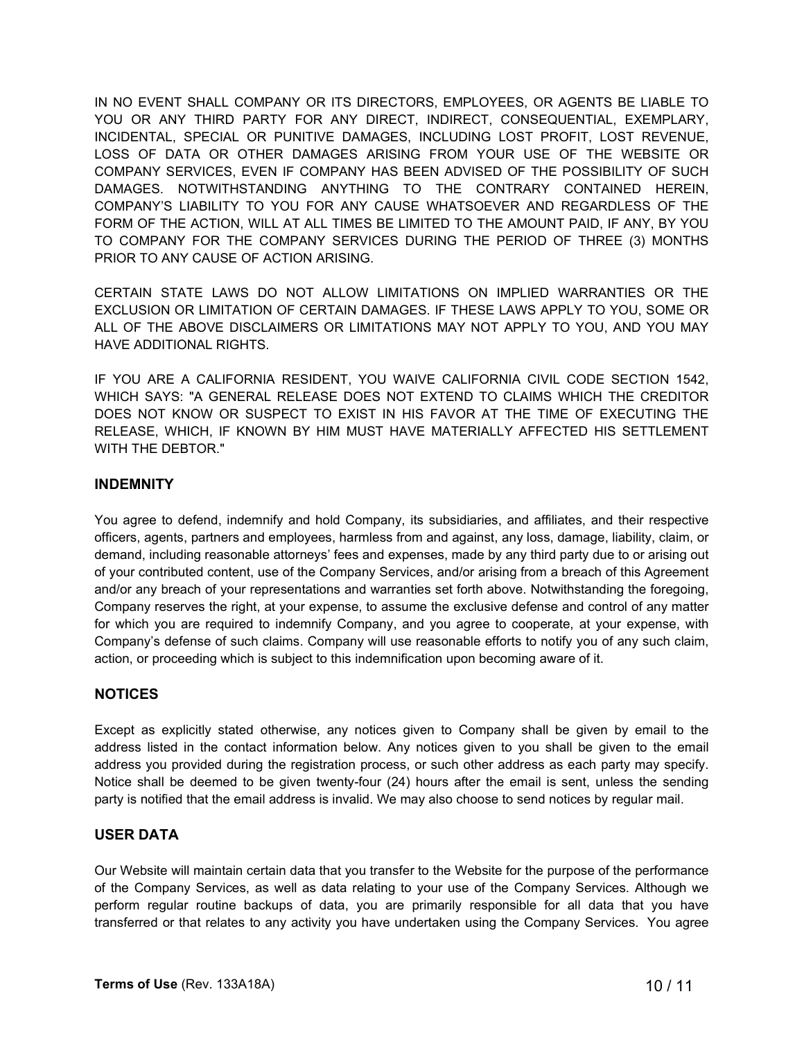IN NO EVENT SHALL COMPANY OR ITS DIRECTORS, EMPLOYEES, OR AGENTS BE LIABLE TO YOU OR ANY THIRD PARTY FOR ANY DIRECT, INDIRECT, CONSEQUENTIAL, EXEMPLARY, INCIDENTAL, SPECIAL OR PUNITIVE DAMAGES, INCLUDING LOST PROFIT, LOST REVENUE, LOSS OF DATA OR OTHER DAMAGES ARISING FROM YOUR USE OF THE WEBSITE OR COMPANY SERVICES, EVEN IF COMPANY HAS BEEN ADVISED OF THE POSSIBILITY OF SUCH DAMAGES. NOTWITHSTANDING ANYTHING TO THE CONTRARY CONTAINED HEREIN, COMPANY'S LIABILITY TO YOU FOR ANY CAUSE WHATSOEVER AND REGARDLESS OF THE FORM OF THE ACTION, WILL AT ALL TIMES BE LIMITED TO THE AMOUNT PAID, IF ANY, BY YOU TO COMPANY FOR THE COMPANY SERVICES DURING THE PERIOD OF THREE (3) MONTHS PRIOR TO ANY CAUSE OF ACTION ARISING.

CERTAIN STATE LAWS DO NOT ALLOW LIMITATIONS ON IMPLIED WARRANTIES OR THE EXCLUSION OR LIMITATION OF CERTAIN DAMAGES. IF THESE LAWS APPLY TO YOU, SOME OR ALL OF THE ABOVE DISCLAIMERS OR LIMITATIONS MAY NOT APPLY TO YOU, AND YOU MAY HAVE ADDITIONAL RIGHTS.

IF YOU ARE A CALIFORNIA RESIDENT, YOU WAIVE CALIFORNIA CIVIL CODE SECTION 1542, WHICH SAYS: "A GENERAL RELEASE DOES NOT EXTEND TO CLAIMS WHICH THE CREDITOR DOES NOT KNOW OR SUSPECT TO EXIST IN HIS FAVOR AT THE TIME OF EXECUTING THE RELEASE, WHICH, IF KNOWN BY HIM MUST HAVE MATERIALLY AFFECTED HIS SETTLEMENT WITH THE DEBTOR."

## INDEMNITY

You agree to defend, indemnify and hold Company, its subsidiaries, and affiliates, and their respective officers, agents, partners and employees, harmless from and against, any loss, damage, liability, claim, or demand, including reasonable attorneys' fees and expenses, made by any third party due to or arising out of your contributed content, use of the Company Services, and/or arising from a breach of this Agreement and/or any breach of your representations and warranties set forth above. Notwithstanding the foregoing, Company reserves the right, at your expense, to assume the exclusive defense and control of any matter for which you are required to indemnify Company, and you agree to cooperate, at your expense, with Company's defense of such claims. Company will use reasonable efforts to notify you of any such claim, action, or proceeding which is subject to this indemnification upon becoming aware of it.

## NOTICES

Except as explicitly stated otherwise, any notices given to Company shall be given by email to the address listed in the contact information below. Any notices given to you shall be given to the email address you provided during the registration process, or such other address as each party may specify. Notice shall be deemed to be given twenty-four (24) hours after the email is sent, unless the sending party is notified that the email address is invalid. We may also choose to send notices by regular mail.

## USER DATA

Our Website will maintain certain data that you transfer to the Website for the purpose of the performance of the Company Services, as well as data relating to your use of the Company Services. Although we perform regular routine backups of data, you are primarily responsible for all data that you have transferred or that relates to any activity you have undertaken using the Company Services. You agree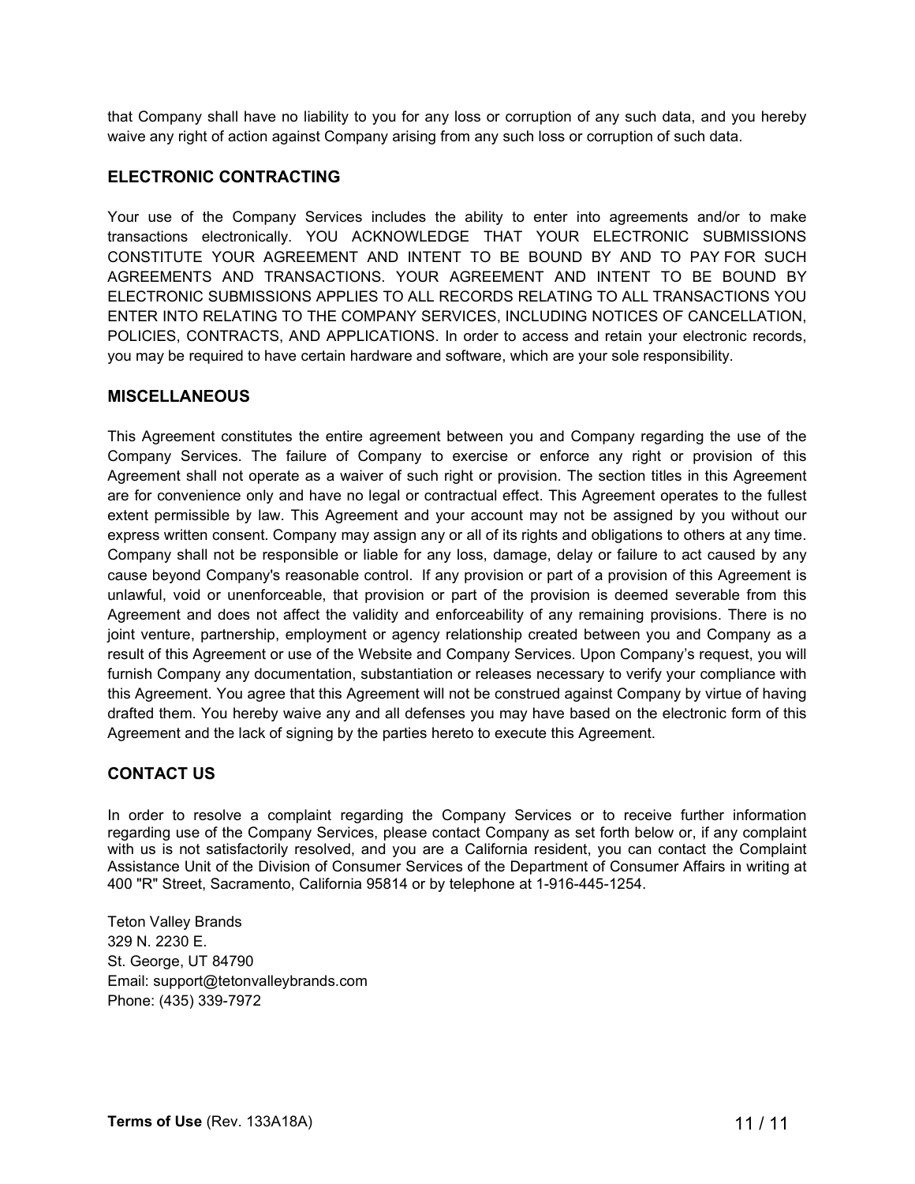that Company shall have no liability to you for any loss or corruption of any such data, and you hereby waive any right of action against Company arising from any such loss or corruption of such data.

## ELECTRONIC CONTRACTING

Your use of the Company Services includes the ability to enter into agreements and/or to make transactions electronically. YOU ACKNOWLEDGE THAT YOUR ELECTRONIC SUBMISSIONS CONSTITUTE YOUR AGREEMENT AND INTENT TO BE BOUND BY AND TO PAY FOR SUCH AGREEMENTS AND TRANSACTIONS. YOUR AGREEMENT AND INTENT TO BE BOUND BY ELECTRONIC SUBMISSIONS APPLIES TO ALL RECORDS RELATING TO ALL TRANSACTIONS YOU ENTER INTO RELATING TO THE COMPANY SERVICES, INCLUDING NOTICES OF CANCELLATION, POLICIES, CONTRACTS, AND APPLICATIONS. In order to access and retain your electronic records, you may be required to have certain hardware and software, which are your sole responsibility.

## MISCELLANEOUS

This Agreement constitutes the entire agreement between you and Company regarding the use of the Company Services. The failure of Company to exercise or enforce any right or provision of this Agreement shall not operate as a waiver of such right or provision. The section titles in this Agreement are for convenience only and have no legal or contractual effect. This Agreement operates to the fullest extent permissible by law. This Agreement and your account may not be assigned by you without our express written consent. Company may assign any or all of its rights and obligations to others at any time. Company shall not be responsible or liable for any loss, damage, delay or failure to act caused by any cause beyond Company's reasonable control. If any provision or part of a provision of this Agreement is unlawful, void or unenforceable, that provision or part of the provision is deemed severable from this Agreement and does not affect the validity and enforceability of any remaining provisions. There is no joint venture, partnership, employment or agency relationship created between you and Company as a result of this Agreement or use of the Website and Company Services. Upon Company's request, you will furnish Company any documentation, substantiation or releases necessary to verify your compliance with this Agreement. You agree that this Agreement will not be construed against Company by virtue of having drafted them. You hereby waive any and all defenses you may have based on the electronic form of this Agreement and the lack of signing by the parties hereto to execute this Agreement.

## CONTACT US

In order to resolve a complaint regarding the Company Services or to receive further information regarding use of the Company Services, please contact Company as set forth below or, if any complaint with us is not satisfactorily resolved, and you are a California resident, you can contact the Complaint Assistance Unit of the Division of Consumer Services of the Department of Consumer Affairs in writing at 400 "R" Street, Sacramento, California 95814 or by telephone at 1-916-445-1254.

Teton Valley Brands
329 N. 2230 E.
St. George, UT 84790
Email: support@tetonvalleybrands.com
Phone: (435) 339-7972